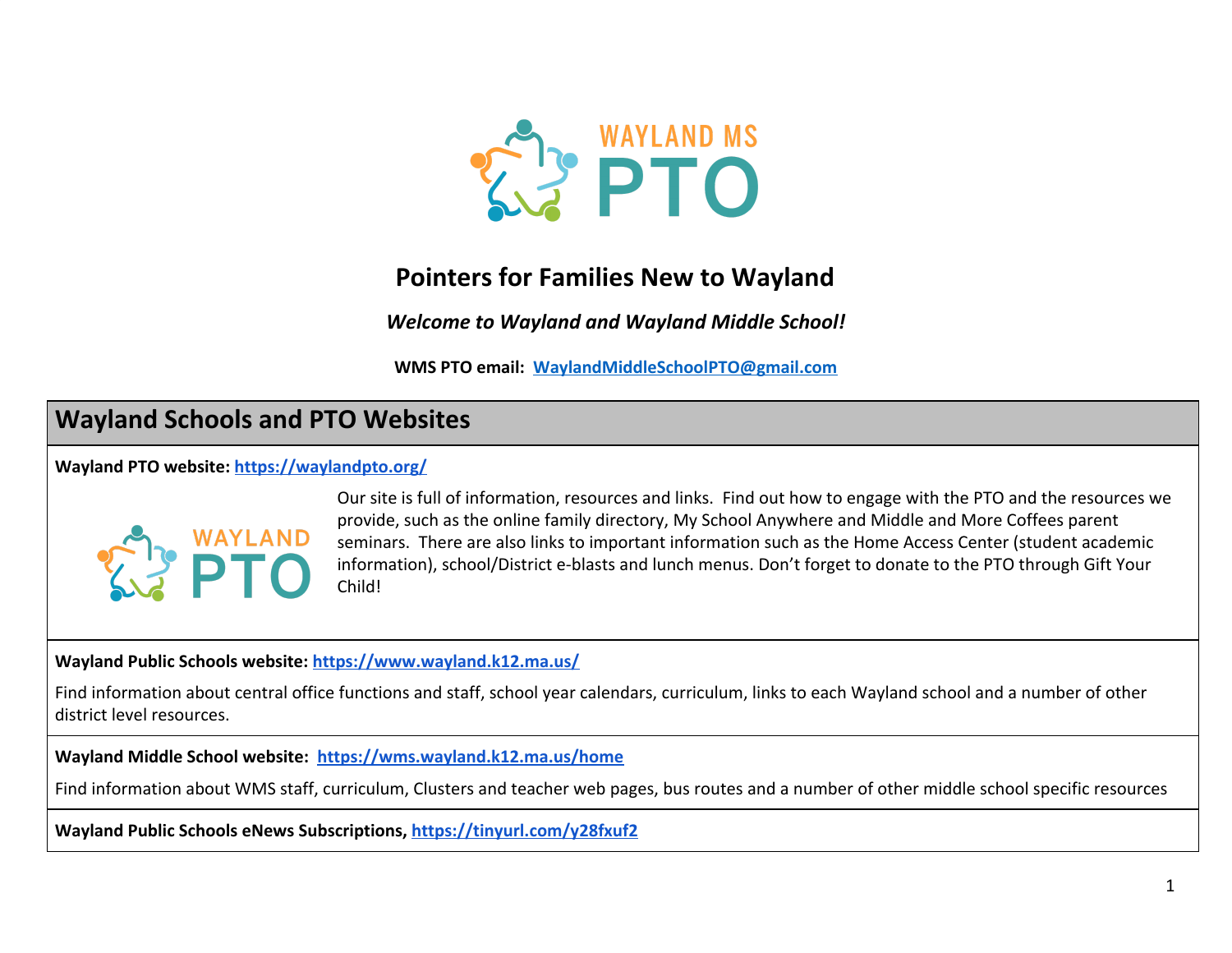WAYLAND MS PTO

# Pointers for Families New to Wayland

***Welcome to Wayland and Wayland Middle School!***

**WMS PTO email: [WaylandMiddleSchoolPTO@gmail.com](mailto:WaylandMiddleSchoolPTO@gmail.com)**

## Wayland Schools and PTO Websites

**Wayland PTO website: [https://waylandpto.org/](https://waylandpto.org/)**

Our site is full of information, resources and links. Find out how to engage with the PTO and the resources we provide, such as the online family directory, My School Anywhere and Middle and More Coffees parent seminars. There are also links to important information such as the Home Access Center (student academic information), school/District e-blasts and lunch menus. Don't forget to donate to the PTO through Gift Your Child!

**Wayland Public Schools website: [https://www.wayland.k12.ma.us/](https://www.wayland.k12.ma.us/)**

Find information about central office functions and staff, school year calendars, curriculum, links to each Wayland school and a number of other district level resources.

**Wayland Middle School website: [https://wms.wayland.k12.ma.us/home](https://wms.wayland.k12.ma.us/home)**

Find information about WMS staff, curriculum, Clusters and teacher web pages, bus routes and a number of other middle school specific resources

**Wayland Public Schools eNews Subscriptions, [https://tinyurl.com/y28fxuf2](https://tinyurl.com/y28fxuf2)**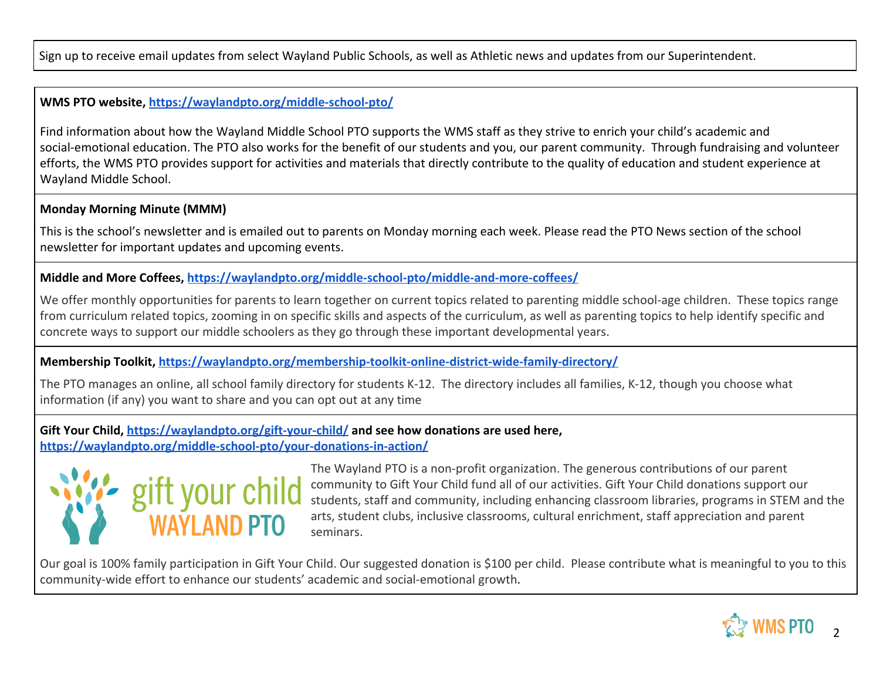Sign up to receive email updates from select Wayland Public Schools, as well as Athletic news and updates from our Superintendent.

**WMS PTO website, https://waylandpto.org/middle-school-pto/**

Find information about how the Wayland Middle School PTO supports the WMS staff as they strive to enrich your child's academic and social-emotional education. The PTO also works for the benefit of our students and you, our parent community. Through fundraising and volunteer efforts, the WMS PTO provides support for activities and materials that directly contribute to the quality of education and student experience at Wayland Middle School.

**Monday Morning Minute (MMM)**

This is the school's newsletter and is emailed out to parents on Monday morning each week. Please read the PTO News section of the school newsletter for important updates and upcoming events.

**Middle and More Coffees, https://waylandpto.org/middle-school-pto/middle-and-more-coffees/**

We offer monthly opportunities for parents to learn together on current topics related to parenting middle school-age children. These topics range from curriculum related topics, zooming in on specific skills and aspects of the curriculum, as well as parenting topics to help identify specific and concrete ways to support our middle schoolers as they go through these important developmental years.

**Membership Toolkit, https://waylandpto.org/membership-toolkit-online-district-wide-family-directory/**

The PTO manages an online, all school family directory for students K-12. The directory includes all families, K-12, though you choose what information (if any) you want to share and you can opt out at any time

**Gift Your Child, https://waylandpto.org/gift-your-child/ and see how donations are used here, https://waylandpto.org/middle-school-pto/your-donations-in-action/**

gift your child WAYLAND PTO

The Wayland PTO is a non-profit organization. The generous contributions of our parent community to Gift Your Child fund all of our activities. Gift Your Child donations support our students, staff and community, including enhancing classroom libraries, programs in STEM and the arts, student clubs, inclusive classrooms, cultural enrichment, staff appreciation and parent seminars.

Our goal is 100% family participation in Gift Your Child. Our suggested donation is $100 per child. Please contribute what is meaningful to you to this community-wide effort to enhance our students' academic and social-emotional growth.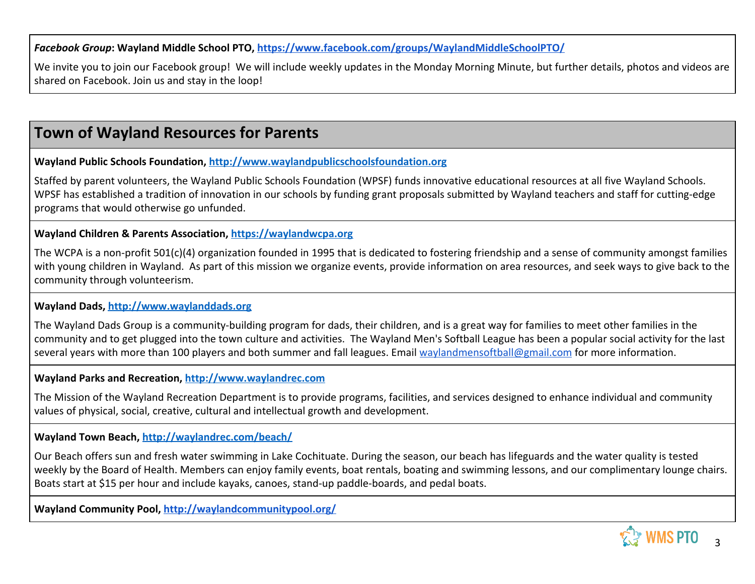***Facebook Group*: Wayland Middle School PTO, https://www.facebook.com/groups/WaylandMiddleSchoolPTO/**

We invite you to join our Facebook group! We will include weekly updates in the Monday Morning Minute, but further details, photos and videos are shared on Facebook. Join us and stay in the loop!

## Town of Wayland Resources for Parents

**Wayland Public Schools Foundation, http://www.waylandpublicschoolsfoundation.org**

Staffed by parent volunteers, the Wayland Public Schools Foundation (WPSF) funds innovative educational resources at all five Wayland Schools. WPSF has established a tradition of innovation in our schools by funding grant proposals submitted by Wayland teachers and staff for cutting-edge programs that would otherwise go unfunded.

**Wayland Children & Parents Association, https://waylandwcpa.org**

The WCPA is a non-profit 501(c)(4) organization founded in 1995 that is dedicated to fostering friendship and a sense of community amongst families with young children in Wayland. As part of this mission we organize events, provide information on area resources, and seek ways to give back to the community through volunteerism.

**Wayland Dads, http://www.waylanddads.org**

The Wayland Dads Group is a community-building program for dads, their children, and is a great way for families to meet other families in the community and to get plugged into the town culture and activities. The Wayland Men's Softball League has been a popular social activity for the last several years with more than 100 players and both summer and fall leagues. Email waylandmensoftball@gmail.com for more information.

**Wayland Parks and Recreation, http://www.waylandrec.com**

The Mission of the Wayland Recreation Department is to provide programs, facilities, and services designed to enhance individual and community values of physical, social, creative, cultural and intellectual growth and development.

**Wayland Town Beach, http://waylandrec.com/beach/**

Our Beach offers sun and fresh water swimming in Lake Cochituate. During the season, our beach has lifeguards and the water quality is tested weekly by the Board of Health. Members can enjoy family events, boat rentals, boating and swimming lessons, and our complimentary lounge chairs. Boats start at $15 per hour and include kayaks, canoes, stand-up paddle-boards, and pedal boats.

**Wayland Community Pool, http://waylandcommunitypool.org/**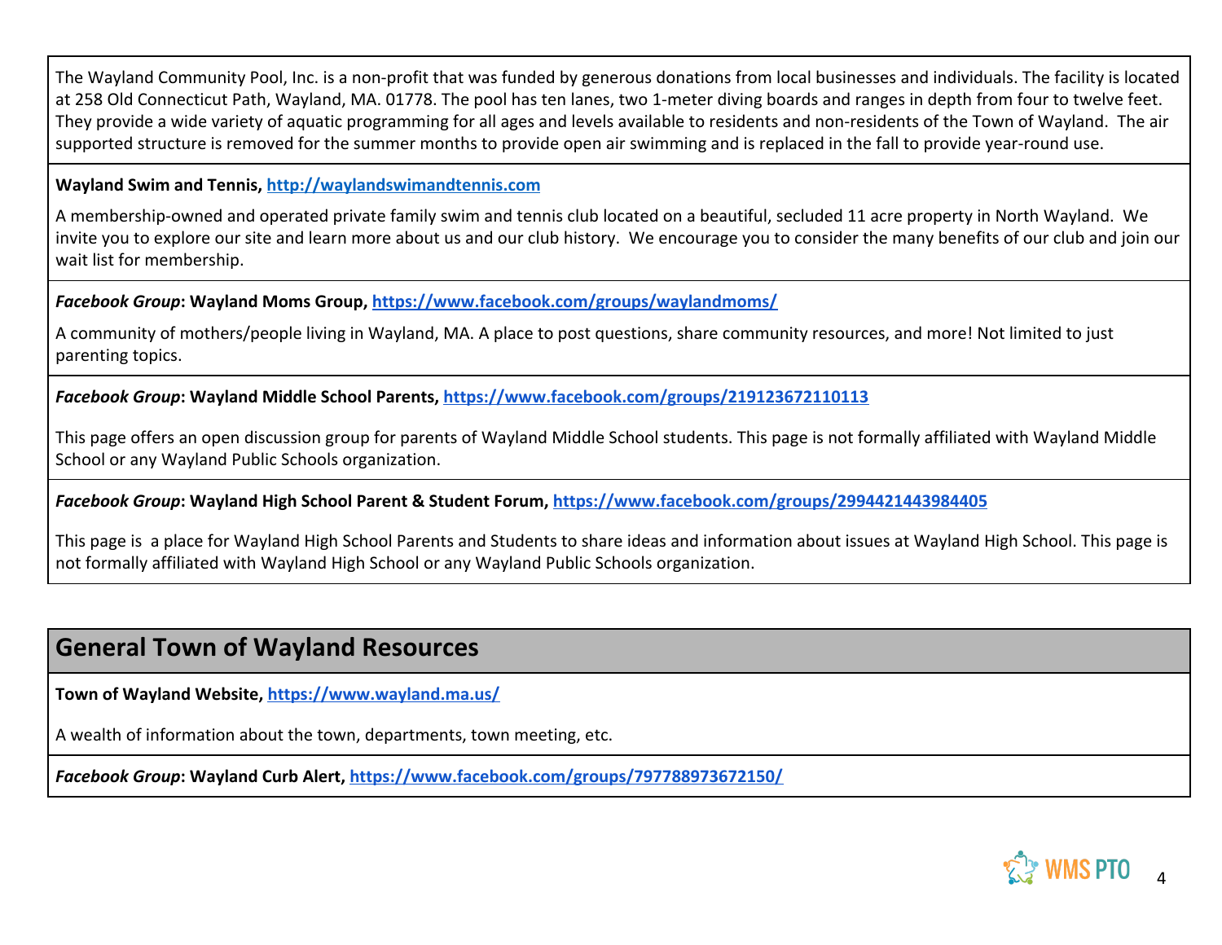The Wayland Community Pool, Inc. is a non-profit that was funded by generous donations from local businesses and individuals. The facility is located at 258 Old Connecticut Path, Wayland, MA. 01778. The pool has ten lanes, two 1-meter diving boards and ranges in depth from four to twelve feet. They provide a wide variety of aquatic programming for all ages and levels available to residents and non-residents of the Town of Wayland. The air supported structure is removed for the summer months to provide open air swimming and is replaced in the fall to provide year-round use.

**Wayland Swim and Tennis, [http://waylandswimandtennis.com](http://waylandswimandtennis.com)**

A membership-owned and operated private family swim and tennis club located on a beautiful, secluded 11 acre property in North Wayland. We invite you to explore our site and learn more about us and our club history. We encourage you to consider the many benefits of our club and join our wait list for membership.

***Facebook Group*: Wayland Moms Group, [https://www.facebook.com/groups/waylandmoms/](https://www.facebook.com/groups/waylandmoms/)**

A community of mothers/people living in Wayland, MA. A place to post questions, share community resources, and more! Not limited to just parenting topics.

***Facebook Group*: Wayland Middle School Parents, [https://www.facebook.com/groups/219123672110113](https://www.facebook.com/groups/219123672110113)**

This page offers an open discussion group for parents of Wayland Middle School students. This page is not formally affiliated with Wayland Middle School or any Wayland Public Schools organization.

***Facebook Group*: Wayland High School Parent & Student Forum, [https://www.facebook.com/groups/2994421443984405](https://www.facebook.com/groups/2994421443984405)**

This page is a place for Wayland High School Parents and Students to share ideas and information about issues at Wayland High School. This page is not formally affiliated with Wayland High School or any Wayland Public Schools organization.

## General Town of Wayland Resources

**Town of Wayland Website, [https://www.wayland.ma.us/](https://www.wayland.ma.us/)**

A wealth of information about the town, departments, town meeting, etc.

***Facebook Group*: Wayland Curb Alert, [https://www.facebook.com/groups/797788973672150/](https://www.facebook.com/groups/797788973672150/)**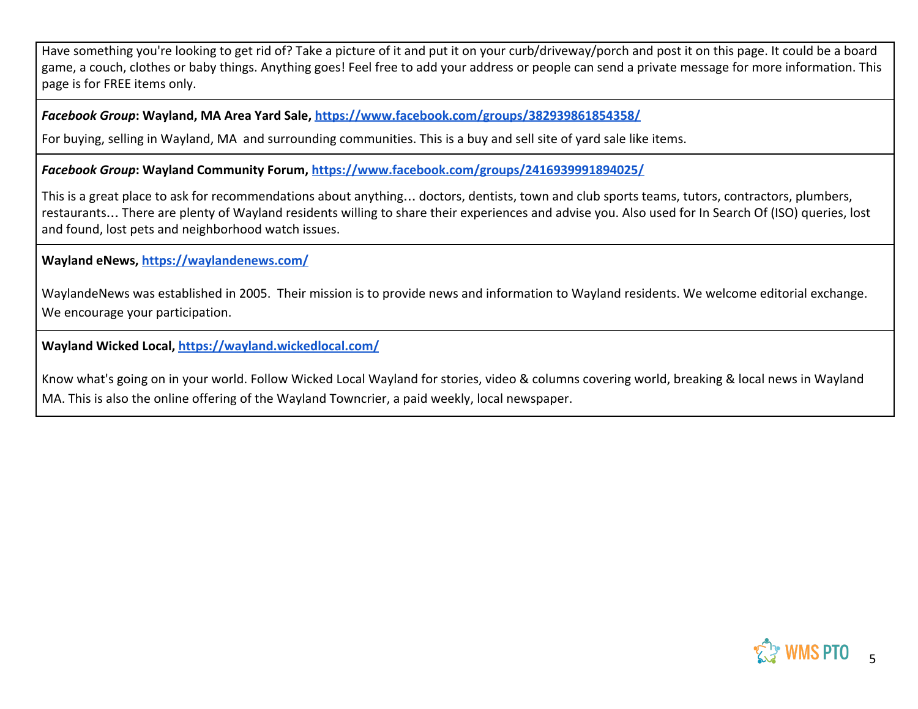Have something you're looking to get rid of? Take a picture of it and put it on your curb/driveway/porch and post it on this page. It could be a board game, a couch, clothes or baby things. Anything goes! Feel free to add your address or people can send a private message for more information. This page is for FREE items only.

***Facebook Group*: Wayland, MA Area Yard Sale, [https://www.facebook.com/groups/382939861854358/](https://www.facebook.com/groups/382939861854358/)**

For buying, selling in Wayland, MA and surrounding communities. This is a buy and sell site of yard sale like items.

***Facebook Group*: Wayland Community Forum, [https://www.facebook.com/groups/2416939991894025/](https://www.facebook.com/groups/2416939991894025/)**

This is a great place to ask for recommendations about anything… doctors, dentists, town and club sports teams, tutors, contractors, plumbers, restaurants… There are plenty of Wayland residents willing to share their experiences and advise you. Also used for In Search Of (ISO) queries, lost and found, lost pets and neighborhood watch issues.

**Wayland eNews, [https://waylandenews.com/](https://waylandenews.com/)**

WaylandeNews was established in 2005. Their mission is to provide news and information to Wayland residents. We welcome editorial exchange. We encourage your participation.

**Wayland Wicked Local, [https://wayland.wickedlocal.com/](https://wayland.wickedlocal.com/)**

Know what's going on in your world. Follow Wicked Local Wayland for stories, video & columns covering world, breaking & local news in Wayland MA. This is also the online offering of the Wayland Towncrier, a paid weekly, local newspaper.